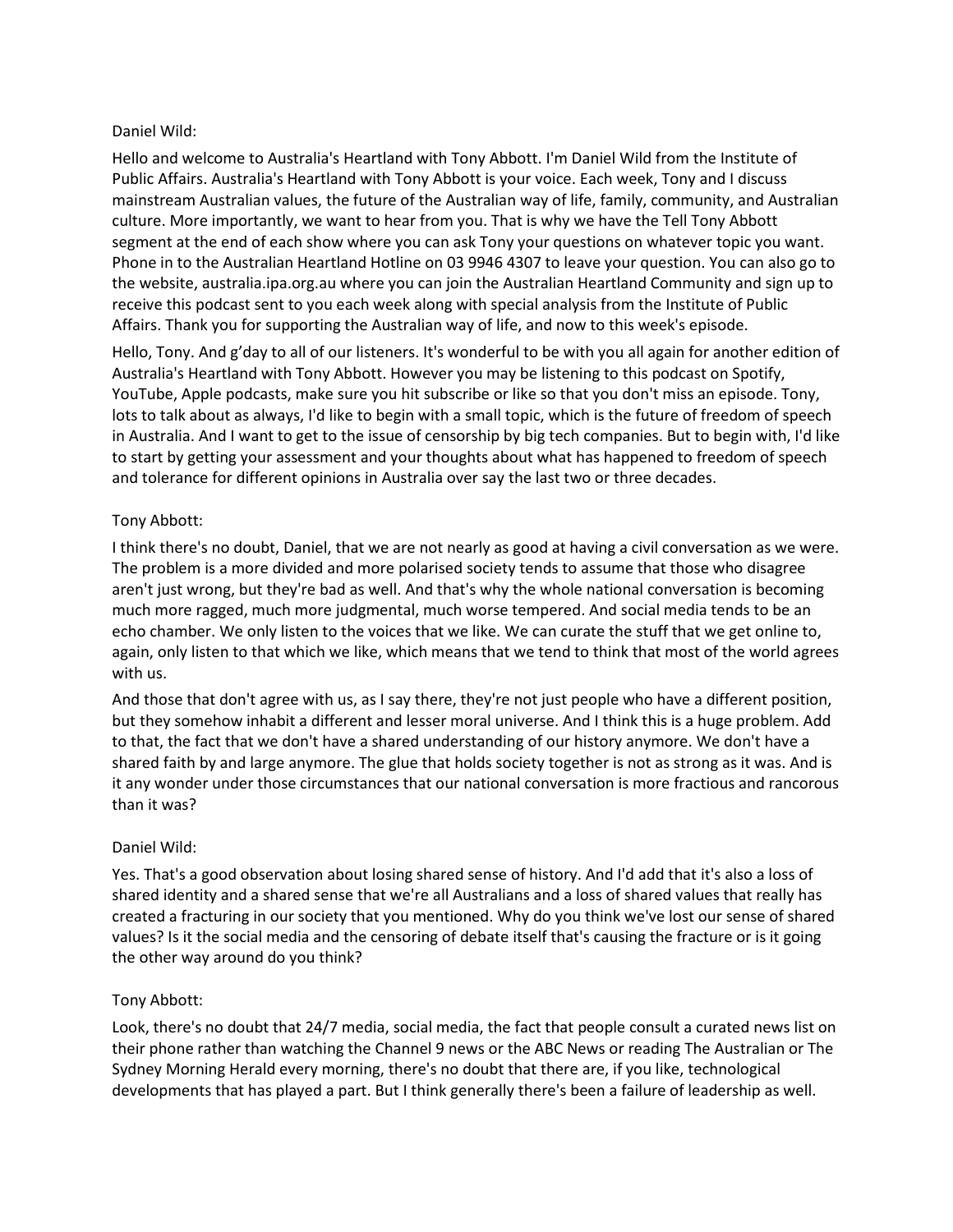Daniel Wild:

Hello and welcome to Australia's Heartland with Tony Abbott. I'm Daniel Wild from the Institute of Public Affairs. Australia's Heartland with Tony Abbott is your voice. Each week, Tony and I discuss mainstream Australian values, the future of the Australian way of life, family, community, and Australian culture. More importantly, we want to hear from you. That is why we have the Tell Tony Abbott segment at the end of each show where you can ask Tony your questions on whatever topic you want. Phone in to the Australian Heartland Hotline on 03 9946 4307 to leave your question. You can also go to the website, australia.ipa.org.au where you can join the Australian Heartland Community and sign up to receive this podcast sent to you each week along with special analysis from the Institute of Public Affairs. Thank you for supporting the Australian way of life, and now to this week's episode.

Hello, Tony. And g'day to all of our listeners. It's wonderful to be with you all again for another edition of Australia's Heartland with Tony Abbott. However you may be listening to this podcast on Spotify, YouTube, Apple podcasts, make sure you hit subscribe or like so that you don't miss an episode. Tony, lots to talk about as always, I'd like to begin with a small topic, which is the future of freedom of speech in Australia. And I want to get to the issue of censorship by big tech companies. But to begin with, I'd like to start by getting your assessment and your thoughts about what has happened to freedom of speech and tolerance for different opinions in Australia over say the last two or three decades.

Tony Abbott:

I think there's no doubt, Daniel, that we are not nearly as good at having a civil conversation as we were. The problem is a more divided and more polarised society tends to assume that those who disagree aren't just wrong, but they're bad as well. And that's why the whole national conversation is becoming much more ragged, much more judgmental, much worse tempered. And social media tends to be an echo chamber. We only listen to the voices that we like. We can curate the stuff that we get online to, again, only listen to that which we like, which means that we tend to think that most of the world agrees with us.

And those that don't agree with us, as I say there, they're not just people who have a different position, but they somehow inhabit a different and lesser moral universe. And I think this is a huge problem. Add to that, the fact that we don't have a shared understanding of our history anymore. We don't have a shared faith by and large anymore. The glue that holds society together is not as strong as it was. And is it any wonder under those circumstances that our national conversation is more fractious and rancorous than it was?

Daniel Wild:

Yes. That's a good observation about losing shared sense of history. And I'd add that it's also a loss of shared identity and a shared sense that we're all Australians and a loss of shared values that really has created a fracturing in our society that you mentioned. Why do you think we've lost our sense of shared values? Is it the social media and the censoring of debate itself that's causing the fracture or is it going the other way around do you think?

Tony Abbott:

Look, there's no doubt that 24/7 media, social media, the fact that people consult a curated news list on their phone rather than watching the Channel 9 news or the ABC News or reading The Australian or The Sydney Morning Herald every morning, there's no doubt that there are, if you like, technological developments that has played a part. But I think generally there's been a failure of leadership as well.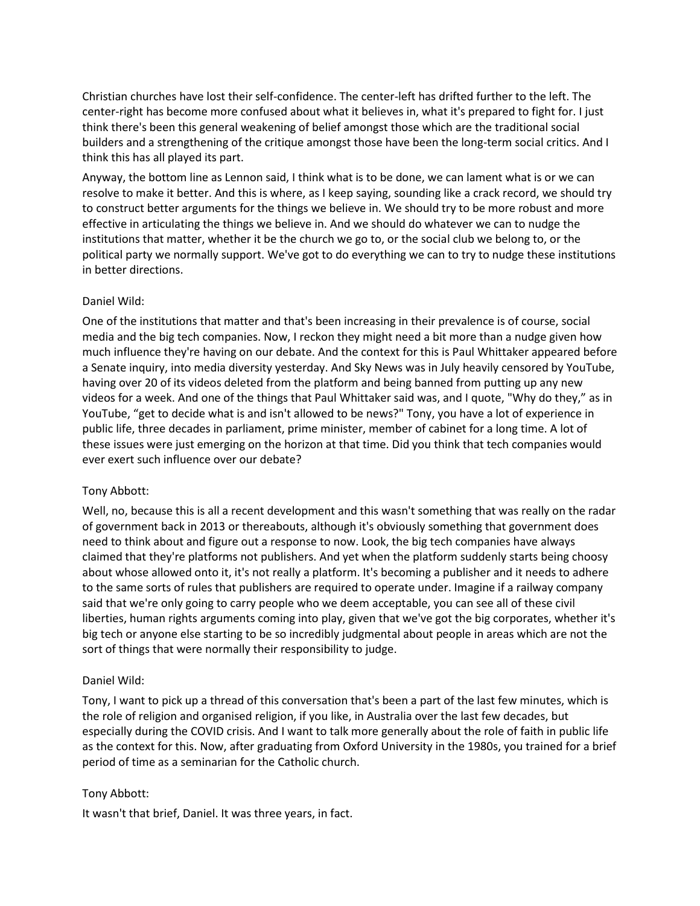Christian churches have lost their self-confidence. The center-left has drifted further to the left. The center-right has become more confused about what it believes in, what it's prepared to fight for. I just think there's been this general weakening of belief amongst those which are the traditional social builders and a strengthening of the critique amongst those have been the long-term social critics. And I think this has all played its part.

Anyway, the bottom line as Lennon said, I think what is to be done, we can lament what is or we can resolve to make it better. And this is where, as I keep saying, sounding like a crack record, we should try to construct better arguments for the things we believe in. We should try to be more robust and more effective in articulating the things we believe in. And we should do whatever we can to nudge the institutions that matter, whether it be the church we go to, or the social club we belong to, or the political party we normally support. We've got to do everything we can to try to nudge these institutions in better directions.

Daniel Wild:

One of the institutions that matter and that's been increasing in their prevalence is of course, social media and the big tech companies. Now, I reckon they might need a bit more than a nudge given how much influence they're having on our debate. And the context for this is Paul Whittaker appeared before a Senate inquiry, into media diversity yesterday. And Sky News was in July heavily censored by YouTube, having over 20 of its videos deleted from the platform and being banned from putting up any new videos for a week. And one of the things that Paul Whittaker said was, and I quote, "Why do they," as in YouTube, "get to decide what is and isn't allowed to be news?" Tony, you have a lot of experience in public life, three decades in parliament, prime minister, member of cabinet for a long time. A lot of these issues were just emerging on the horizon at that time. Did you think that tech companies would ever exert such influence over our debate?

Tony Abbott:

Well, no, because this is all a recent development and this wasn't something that was really on the radar of government back in 2013 or thereabouts, although it's obviously something that government does need to think about and figure out a response to now. Look, the big tech companies have always claimed that they're platforms not publishers. And yet when the platform suddenly starts being choosy about whose allowed onto it, it's not really a platform. It's becoming a publisher and it needs to adhere to the same sorts of rules that publishers are required to operate under. Imagine if a railway company said that we're only going to carry people who we deem acceptable, you can see all of these civil liberties, human rights arguments coming into play, given that we've got the big corporates, whether it's big tech or anyone else starting to be so incredibly judgmental about people in areas which are not the sort of things that were normally their responsibility to judge.

Daniel Wild:

Tony, I want to pick up a thread of this conversation that's been a part of the last few minutes, which is the role of religion and organised religion, if you like, in Australia over the last few decades, but especially during the COVID crisis. And I want to talk more generally about the role of faith in public life as the context for this. Now, after graduating from Oxford University in the 1980s, you trained for a brief period of time as a seminarian for the Catholic church.

Tony Abbott:

It wasn't that brief, Daniel. It was three years, in fact.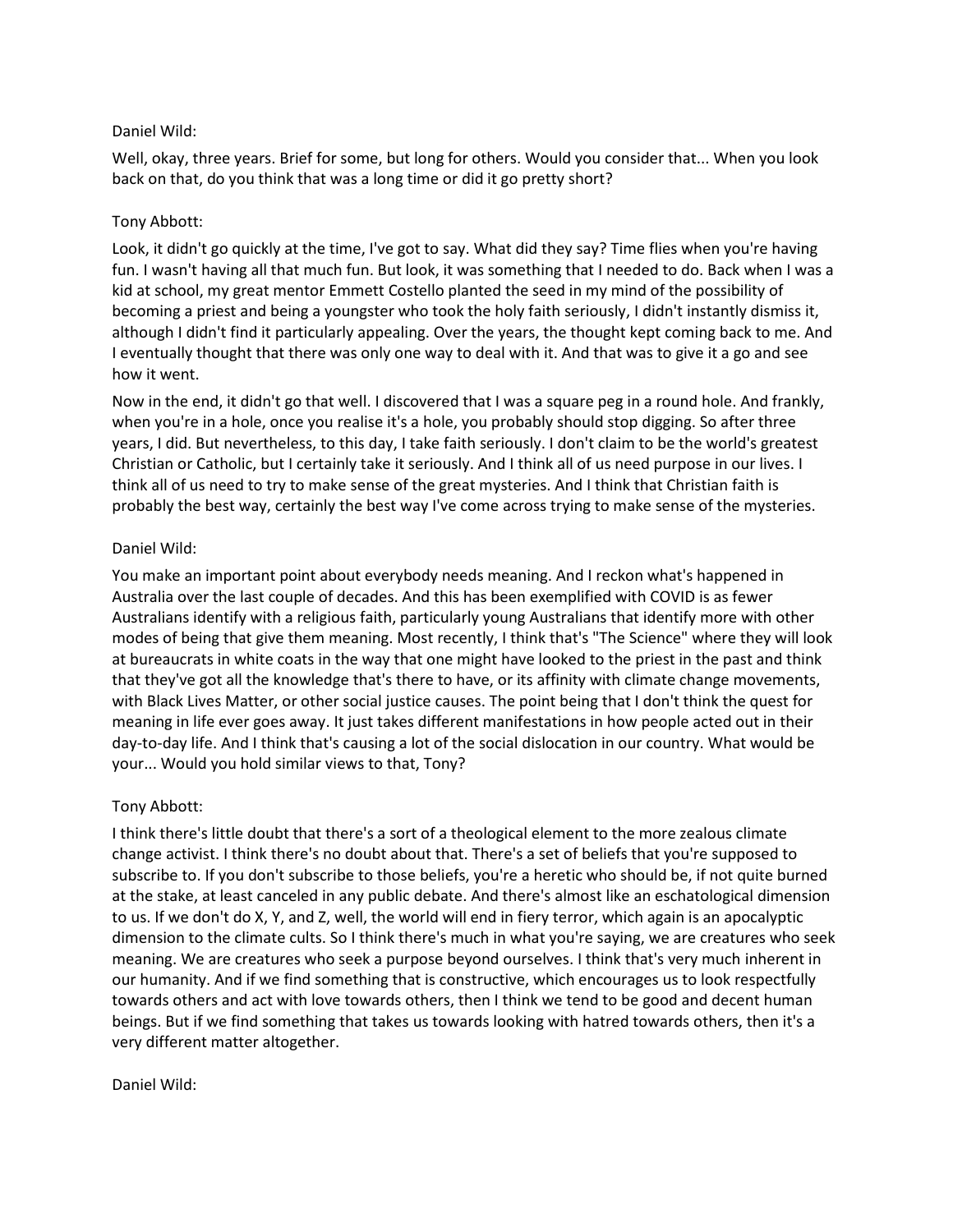Daniel Wild:

Well, okay, three years. Brief for some, but long for others. Would you consider that... When you look back on that, do you think that was a long time or did it go pretty short?

Tony Abbott:

Look, it didn't go quickly at the time, I've got to say. What did they say? Time flies when you're having fun. I wasn't having all that much fun. But look, it was something that I needed to do. Back when I was a kid at school, my great mentor Emmett Costello planted the seed in my mind of the possibility of becoming a priest and being a youngster who took the holy faith seriously, I didn't instantly dismiss it, although I didn't find it particularly appealing. Over the years, the thought kept coming back to me. And I eventually thought that there was only one way to deal with it. And that was to give it a go and see how it went.

Now in the end, it didn't go that well. I discovered that I was a square peg in a round hole. And frankly, when you're in a hole, once you realise it's a hole, you probably should stop digging. So after three years, I did. But nevertheless, to this day, I take faith seriously. I don't claim to be the world's greatest Christian or Catholic, but I certainly take it seriously. And I think all of us need purpose in our lives. I think all of us need to try to make sense of the great mysteries. And I think that Christian faith is probably the best way, certainly the best way I've come across trying to make sense of the mysteries.

Daniel Wild:

You make an important point about everybody needs meaning. And I reckon what's happened in Australia over the last couple of decades. And this has been exemplified with COVID is as fewer Australians identify with a religious faith, particularly young Australians that identify more with other modes of being that give them meaning. Most recently, I think that's "The Science" where they will look at bureaucrats in white coats in the way that one might have looked to the priest in the past and think that they've got all the knowledge that's there to have, or its affinity with climate change movements, with Black Lives Matter, or other social justice causes. The point being that I don't think the quest for meaning in life ever goes away. It just takes different manifestations in how people acted out in their day-to-day life. And I think that's causing a lot of the social dislocation in our country. What would be your... Would you hold similar views to that, Tony?

Tony Abbott:

I think there's little doubt that there's a sort of a theological element to the more zealous climate change activist. I think there's no doubt about that. There's a set of beliefs that you're supposed to subscribe to. If you don't subscribe to those beliefs, you're a heretic who should be, if not quite burned at the stake, at least canceled in any public debate. And there's almost like an eschatological dimension to us. If we don't do X, Y, and Z, well, the world will end in fiery terror, which again is an apocalyptic dimension to the climate cults. So I think there's much in what you're saying, we are creatures who seek meaning. We are creatures who seek a purpose beyond ourselves. I think that's very much inherent in our humanity. And if we find something that is constructive, which encourages us to look respectfully towards others and act with love towards others, then I think we tend to be good and decent human beings. But if we find something that takes us towards looking with hatred towards others, then it's a very different matter altogether.

Daniel Wild: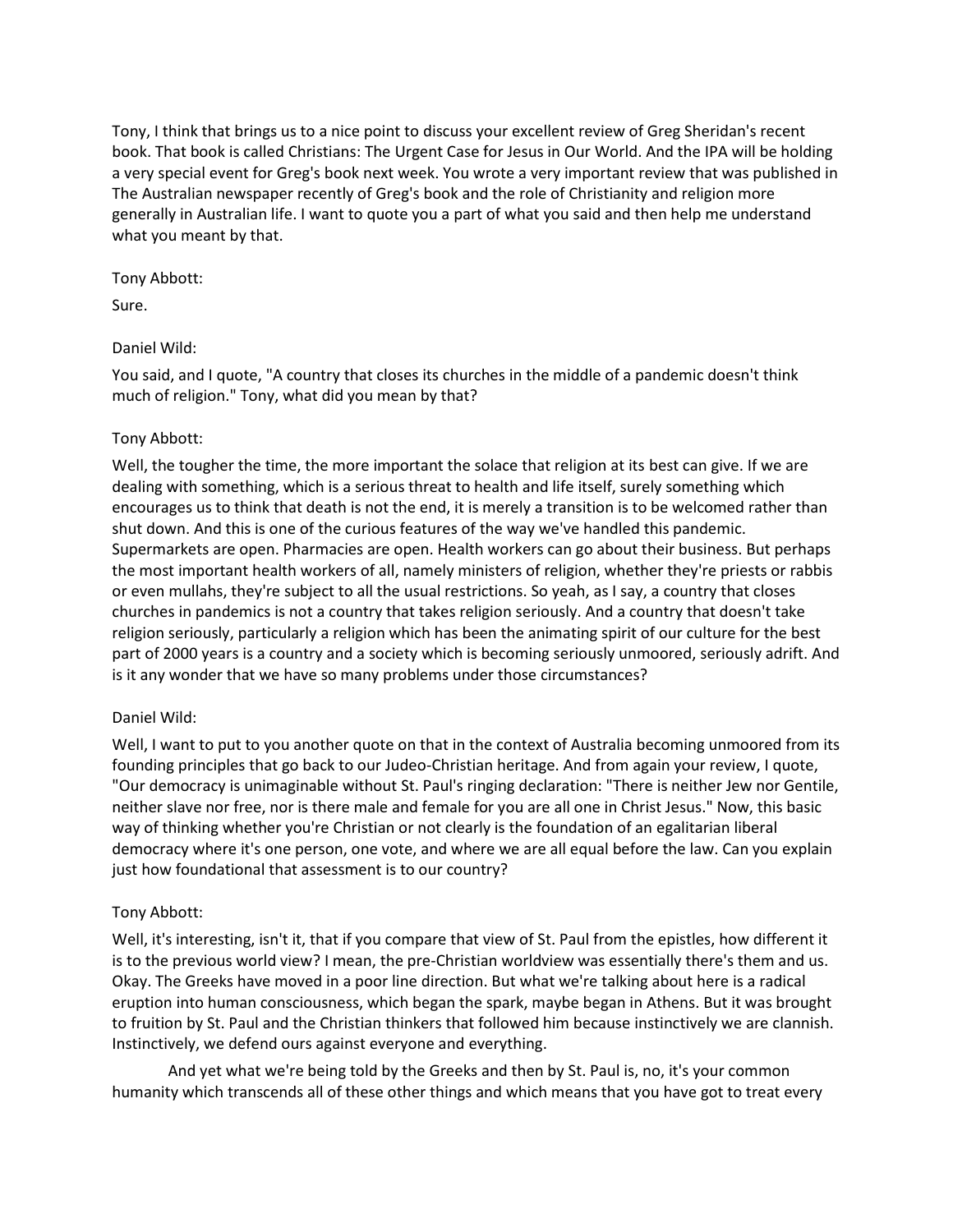Tony, I think that brings us to a nice point to discuss your excellent review of Greg Sheridan's recent book. That book is called Christians: The Urgent Case for Jesus in Our World. And the IPA will be holding a very special event for Greg's book next week. You wrote a very important review that was published in The Australian newspaper recently of Greg's book and the role of Christianity and religion more generally in Australian life. I want to quote you a part of what you said and then help me understand what you meant by that.

Tony Abbott:

Sure.

Daniel Wild:

You said, and I quote, "A country that closes its churches in the middle of a pandemic doesn't think much of religion." Tony, what did you mean by that?

Tony Abbott:

Well, the tougher the time, the more important the solace that religion at its best can give. If we are dealing with something, which is a serious threat to health and life itself, surely something which encourages us to think that death is not the end, it is merely a transition is to be welcomed rather than shut down. And this is one of the curious features of the way we've handled this pandemic. Supermarkets are open. Pharmacies are open. Health workers can go about their business. But perhaps the most important health workers of all, namely ministers of religion, whether they're priests or rabbis or even mullahs, they're subject to all the usual restrictions. So yeah, as I say, a country that closes churches in pandemics is not a country that takes religion seriously. And a country that doesn't take religion seriously, particularly a religion which has been the animating spirit of our culture for the best part of 2000 years is a country and a society which is becoming seriously unmoored, seriously adrift. And is it any wonder that we have so many problems under those circumstances?

Daniel Wild:

Well, I want to put to you another quote on that in the context of Australia becoming unmoored from its founding principles that go back to our Judeo-Christian heritage. And from again your review, I quote, "Our democracy is unimaginable without St. Paul's ringing declaration: "There is neither Jew nor Gentile, neither slave nor free, nor is there male and female for you are all one in Christ Jesus." Now, this basic way of thinking whether you're Christian or not clearly is the foundation of an egalitarian liberal democracy where it's one person, one vote, and where we are all equal before the law. Can you explain just how foundational that assessment is to our country?

Tony Abbott:

Well, it's interesting, isn't it, that if you compare that view of St. Paul from the epistles, how different it is to the previous world view? I mean, the pre-Christian worldview was essentially there's them and us. Okay. The Greeks have moved in a poor line direction. But what we're talking about here is a radical eruption into human consciousness, which began the spark, maybe began in Athens. But it was brought to fruition by St. Paul and the Christian thinkers that followed him because instinctively we are clannish. Instinctively, we defend ours against everyone and everything.

And yet what we're being told by the Greeks and then by St. Paul is, no, it's your common humanity which transcends all of these other things and which means that you have got to treat every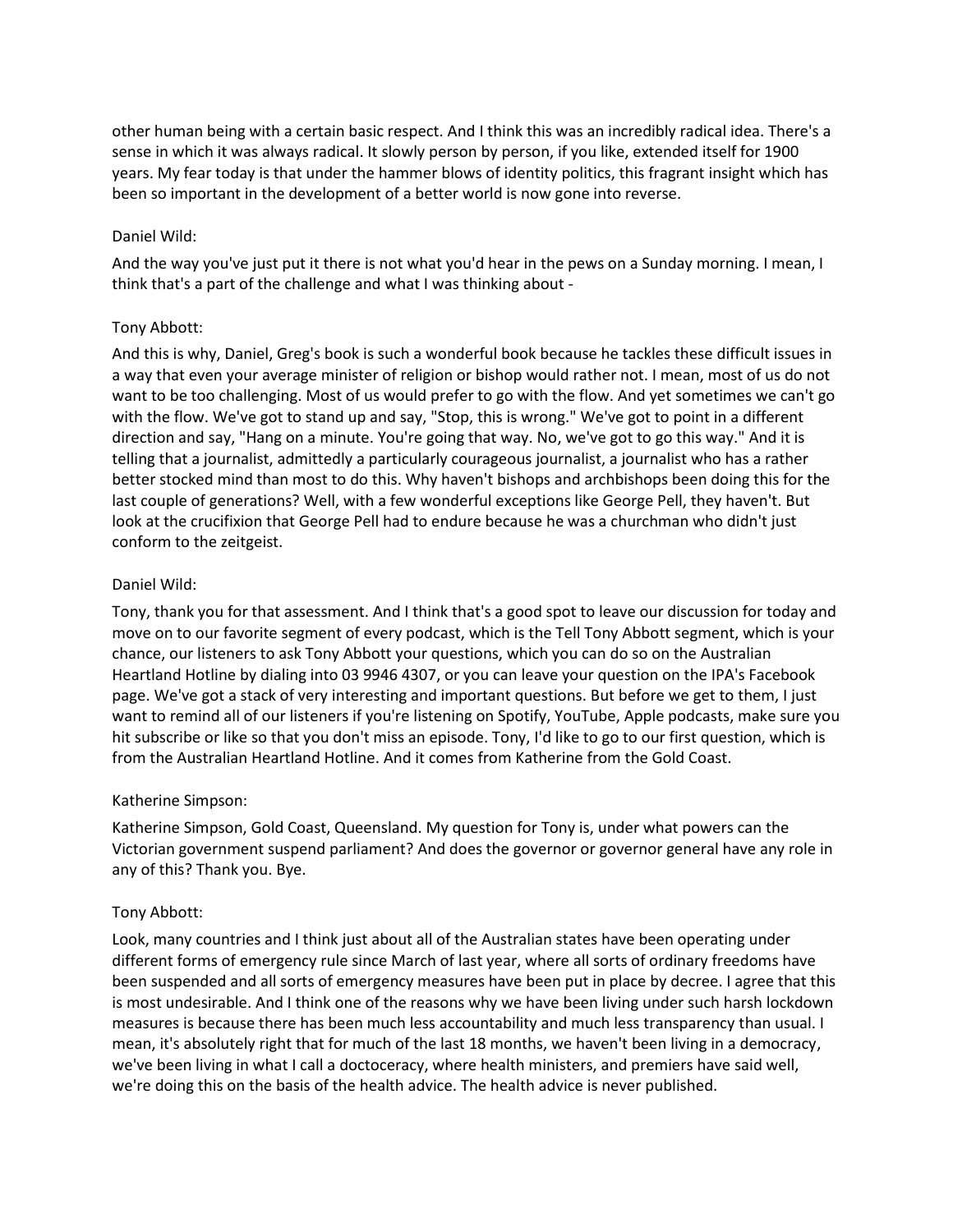other human being with a certain basic respect. And I think this was an incredibly radical idea. There's a sense in which it was always radical. It slowly person by person, if you like, extended itself for 1900 years. My fear today is that under the hammer blows of identity politics, this fragrant insight which has been so important in the development of a better world is now gone into reverse.

Daniel Wild:

And the way you've just put it there is not what you'd hear in the pews on a Sunday morning. I mean, I think that's a part of the challenge and what I was thinking about -

Tony Abbott:

And this is why, Daniel, Greg's book is such a wonderful book because he tackles these difficult issues in a way that even your average minister of religion or bishop would rather not. I mean, most of us do not want to be too challenging. Most of us would prefer to go with the flow. And yet sometimes we can't go with the flow. We've got to stand up and say, "Stop, this is wrong." We've got to point in a different direction and say, "Hang on a minute. You're going that way. No, we've got to go this way." And it is telling that a journalist, admittedly a particularly courageous journalist, a journalist who has a rather better stocked mind than most to do this. Why haven't bishops and archbishops been doing this for the last couple of generations? Well, with a few wonderful exceptions like George Pell, they haven't. But look at the crucifixion that George Pell had to endure because he was a churchman who didn't just conform to the zeitgeist.

Daniel Wild:

Tony, thank you for that assessment. And I think that's a good spot to leave our discussion for today and move on to our favorite segment of every podcast, which is the Tell Tony Abbott segment, which is your chance, our listeners to ask Tony Abbott your questions, which you can do so on the Australian Heartland Hotline by dialing into 03 9946 4307, or you can leave your question on the IPA's Facebook page. We've got a stack of very interesting and important questions. But before we get to them, I just want to remind all of our listeners if you're listening on Spotify, YouTube, Apple podcasts, make sure you hit subscribe or like so that you don't miss an episode. Tony, I'd like to go to our first question, which is from the Australian Heartland Hotline. And it comes from Katherine from the Gold Coast.

Katherine Simpson:

Katherine Simpson, Gold Coast, Queensland. My question for Tony is, under what powers can the Victorian government suspend parliament? And does the governor or governor general have any role in any of this? Thank you. Bye.

Tony Abbott:

Look, many countries and I think just about all of the Australian states have been operating under different forms of emergency rule since March of last year, where all sorts of ordinary freedoms have been suspended and all sorts of emergency measures have been put in place by decree. I agree that this is most undesirable. And I think one of the reasons why we have been living under such harsh lockdown measures is because there has been much less accountability and much less transparency than usual. I mean, it's absolutely right that for much of the last 18 months, we haven't been living in a democracy, we've been living in what I call a doctoceracy, where health ministers, and premiers have said well, we're doing this on the basis of the health advice. The health advice is never published.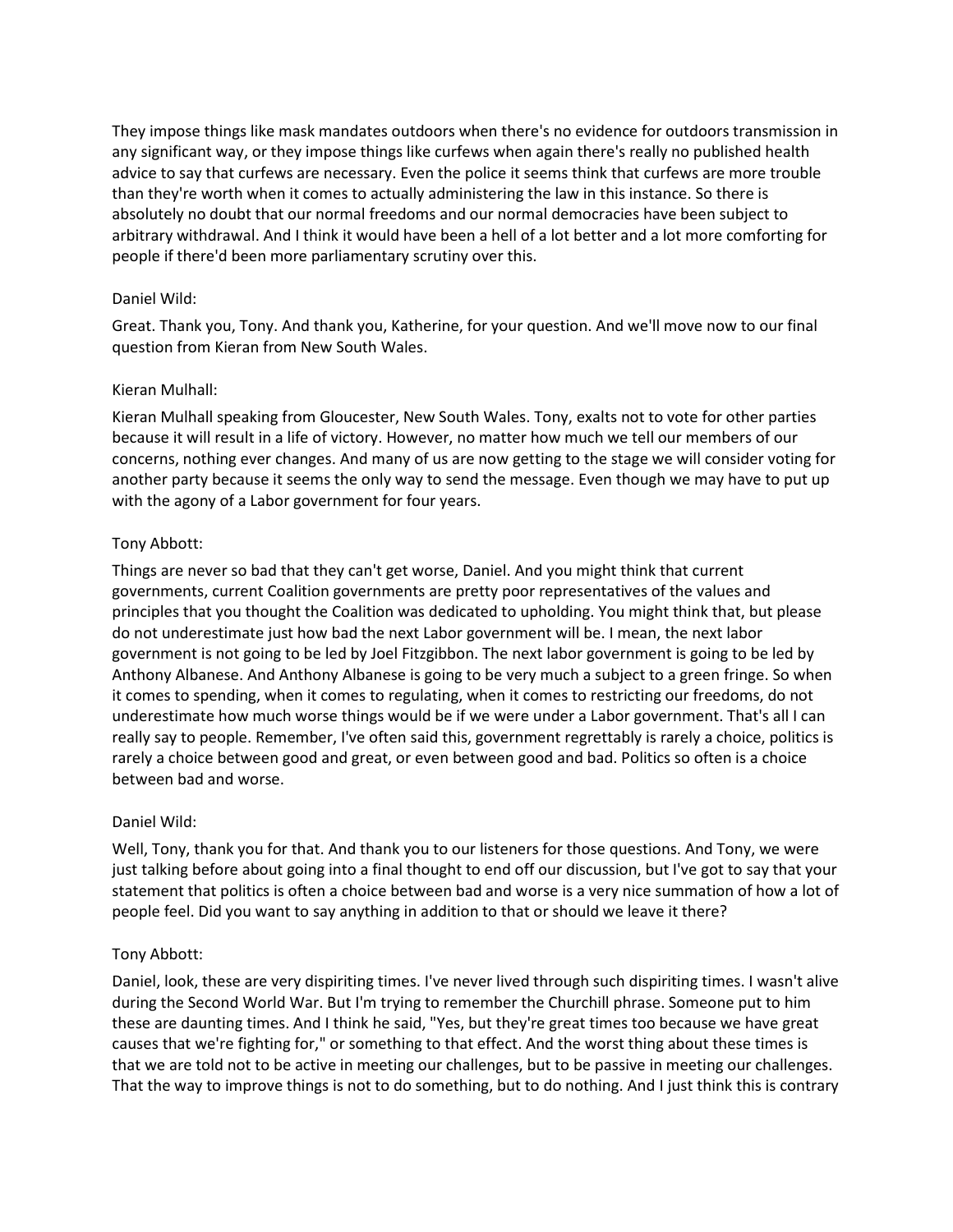They impose things like mask mandates outdoors when there's no evidence for outdoors transmission in any significant way, or they impose things like curfews when again there's really no published health advice to say that curfews are necessary. Even the police it seems think that curfews are more trouble than they're worth when it comes to actually administering the law in this instance. So there is absolutely no doubt that our normal freedoms and our normal democracies have been subject to arbitrary withdrawal. And I think it would have been a hell of a lot better and a lot more comforting for people if there'd been more parliamentary scrutiny over this.

Daniel Wild:

Great. Thank you, Tony. And thank you, Katherine, for your question. And we'll move now to our final question from Kieran from New South Wales.

Kieran Mulhall:

Kieran Mulhall speaking from Gloucester, New South Wales. Tony, exalts not to vote for other parties because it will result in a life of victory. However, no matter how much we tell our members of our concerns, nothing ever changes. And many of us are now getting to the stage we will consider voting for another party because it seems the only way to send the message. Even though we may have to put up with the agony of a Labor government for four years.

Tony Abbott:

Things are never so bad that they can't get worse, Daniel. And you might think that current governments, current Coalition governments are pretty poor representatives of the values and principles that you thought the Coalition was dedicated to upholding. You might think that, but please do not underestimate just how bad the next Labor government will be. I mean, the next labor government is not going to be led by Joel Fitzgibbon. The next labor government is going to be led by Anthony Albanese. And Anthony Albanese is going to be very much a subject to a green fringe. So when it comes to spending, when it comes to regulating, when it comes to restricting our freedoms, do not underestimate how much worse things would be if we were under a Labor government. That's all I can really say to people. Remember, I've often said this, government regrettably is rarely a choice, politics is rarely a choice between good and great, or even between good and bad. Politics so often is a choice between bad and worse.

Daniel Wild:

Well, Tony, thank you for that. And thank you to our listeners for those questions. And Tony, we were just talking before about going into a final thought to end off our discussion, but I've got to say that your statement that politics is often a choice between bad and worse is a very nice summation of how a lot of people feel. Did you want to say anything in addition to that or should we leave it there?

Tony Abbott:

Daniel, look, these are very dispiriting times. I've never lived through such dispiriting times. I wasn't alive during the Second World War. But I'm trying to remember the Churchill phrase. Someone put to him these are daunting times. And I think he said, "Yes, but they're great times too because we have great causes that we're fighting for," or something to that effect. And the worst thing about these times is that we are told not to be active in meeting our challenges, but to be passive in meeting our challenges. That the way to improve things is not to do something, but to do nothing. And I just think this is contrary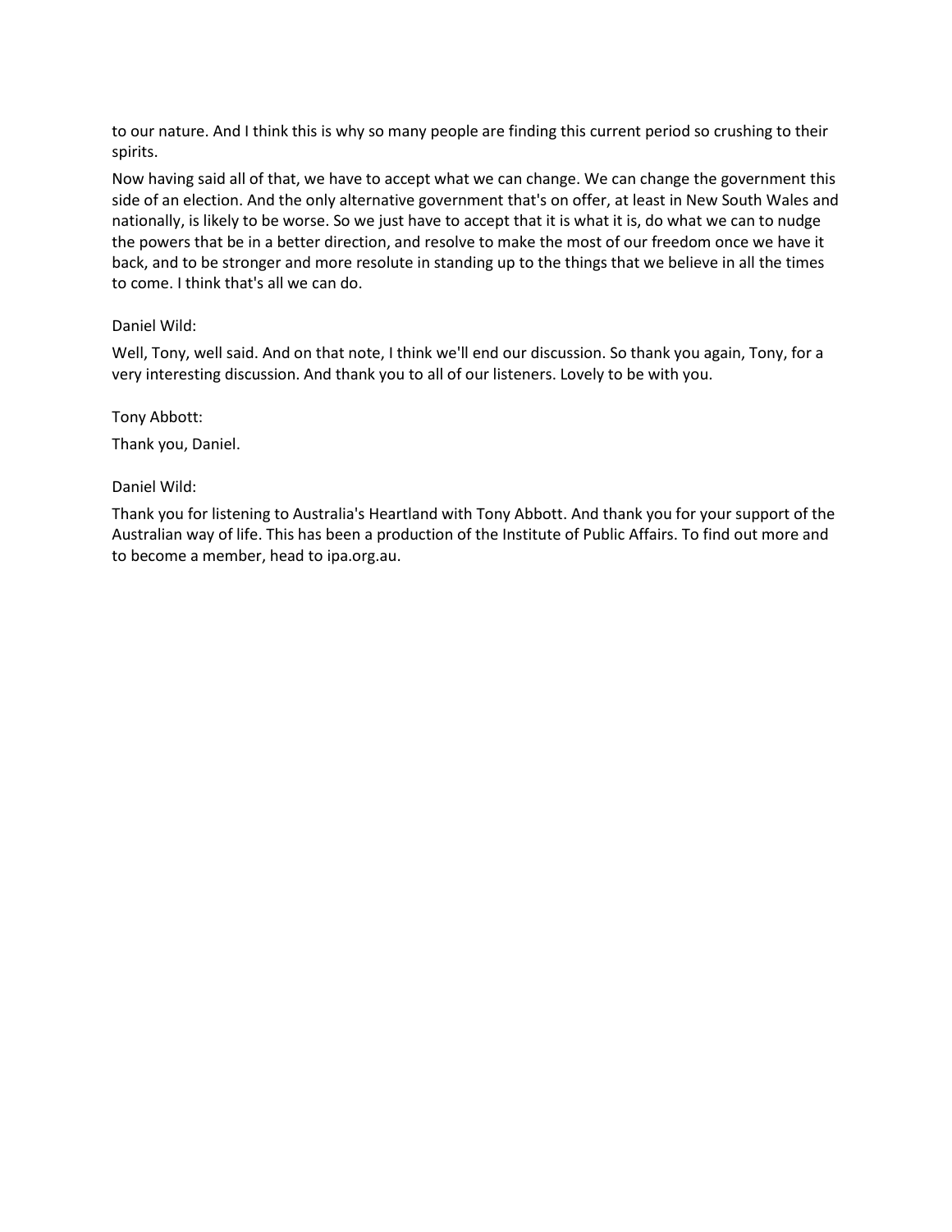to our nature. And I think this is why so many people are finding this current period so crushing to their spirits.

Now having said all of that, we have to accept what we can change. We can change the government this side of an election. And the only alternative government that's on offer, at least in New South Wales and nationally, is likely to be worse. So we just have to accept that it is what it is, do what we can to nudge the powers that be in a better direction, and resolve to make the most of our freedom once we have it back, and to be stronger and more resolute in standing up to the things that we believe in all the times to come. I think that's all we can do.

Daniel Wild:

Well, Tony, well said. And on that note, I think we'll end our discussion. So thank you again, Tony, for a very interesting discussion. And thank you to all of our listeners. Lovely to be with you.

Tony Abbott:

Thank you, Daniel.

Daniel Wild:

Thank you for listening to Australia's Heartland with Tony Abbott. And thank you for your support of the Australian way of life. This has been a production of the Institute of Public Affairs. To find out more and to become a member, head to ipa.org.au.